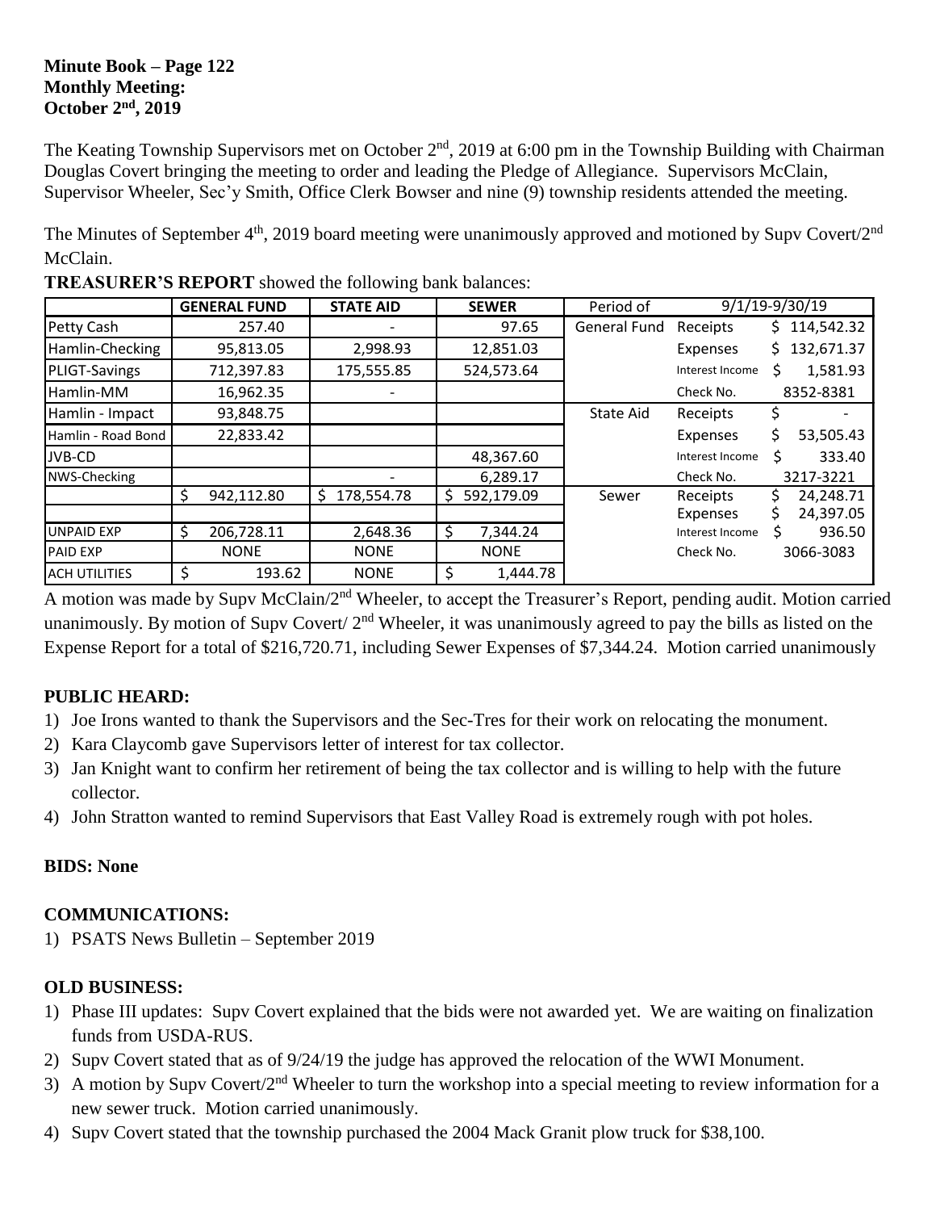**Minute Book – Page 122**
**Monthly Meeting:**
**October 2nd, 2019**

The Keating Township Supervisors met on October 2nd, 2019 at 6:00 pm in the Township Building with Chairman Douglas Covert bringing the meeting to order and leading the Pledge of Allegiance. Supervisors McClain, Supervisor Wheeler, Sec'y Smith, Office Clerk Bowser and nine (9) township residents attended the meeting.

The Minutes of September 4th, 2019 board meeting were unanimously approved and motioned by Supv Covert/2nd McClain.

**TREASURER'S REPORT** showed the following bank balances:

| | GENERAL FUND | STATE AID | SEWER | Period of | 9/1/19-9/30/19 | |
|---|---|---|---|---|---|---|
| Petty Cash | 257.40 | - | 97.65 | General Fund | Receipts | $ 114,542.32 |
| Hamlin-Checking | 95,813.05 | 2,998.93 | 12,851.03 | | Expenses | $ 132,671.37 |
| PLIGT-Savings | 712,397.83 | 175,555.85 | 524,573.64 | | Interest Income | $ 1,581.93 |
| Hamlin-MM | 16,962.35 | - | | | Check No. | 8352-8381 |
| Hamlin - Impact | 93,848.75 | | | State Aid | Receipts | $ - |
| Hamlin - Road Bond | 22,833.42 | | | | Expenses | $ 53,505.43 |
| JVB-CD | | | 48,367.60 | | Interest Income | $ 333.40 |
| NWS-Checking | | - | 6,289.17 | | Check No. | 3217-3221 |
| | $ 942,112.80 | $ 178,554.78 | $ 592,179.09 | Sewer | Receipts | $ 24,248.71 |
| | | | | | Expenses | $ 24,397.05 |
| UNPAID EXP | $ 206,728.11 | 2,648.36 | $ 7,344.24 | | Interest Income | $ 936.50 |
| PAID EXP | NONE | NONE | NONE | | Check No. | 3066-3083 |
| ACH UTILITIES | $ 193.62 | NONE | $ 1,444.78 | | | |

A motion was made by Supv McClain/2nd Wheeler, to accept the Treasurer's Report, pending audit. Motion carried unanimously. By motion of Supv Covert/ 2nd Wheeler, it was unanimously agreed to pay the bills as listed on the Expense Report for a total of $216,720.71, including Sewer Expenses of $7,344.24. Motion carried unanimously

## PUBLIC HEARD:

1) Joe Irons wanted to thank the Supervisors and the Sec-Tres for their work on relocating the monument.
2) Kara Claycomb gave Supervisors letter of interest for tax collector.
3) Jan Knight want to confirm her retirement of being the tax collector and is willing to help with the future collector.
4) John Stratton wanted to remind Supervisors that East Valley Road is extremely rough with pot holes.

## BIDS: None

## COMMUNICATIONS:

1) PSATS News Bulletin – September 2019

## OLD BUSINESS:

1) Phase III updates: Supv Covert explained that the bids were not awarded yet. We are waiting on finalization funds from USDA-RUS.
2) Supv Covert stated that as of 9/24/19 the judge has approved the relocation of the WWI Monument.
3) A motion by Supv Covert/2nd Wheeler to turn the workshop into a special meeting to review information for a new sewer truck. Motion carried unanimously.
4) Supv Covert stated that the township purchased the 2004 Mack Granit plow truck for $38,100.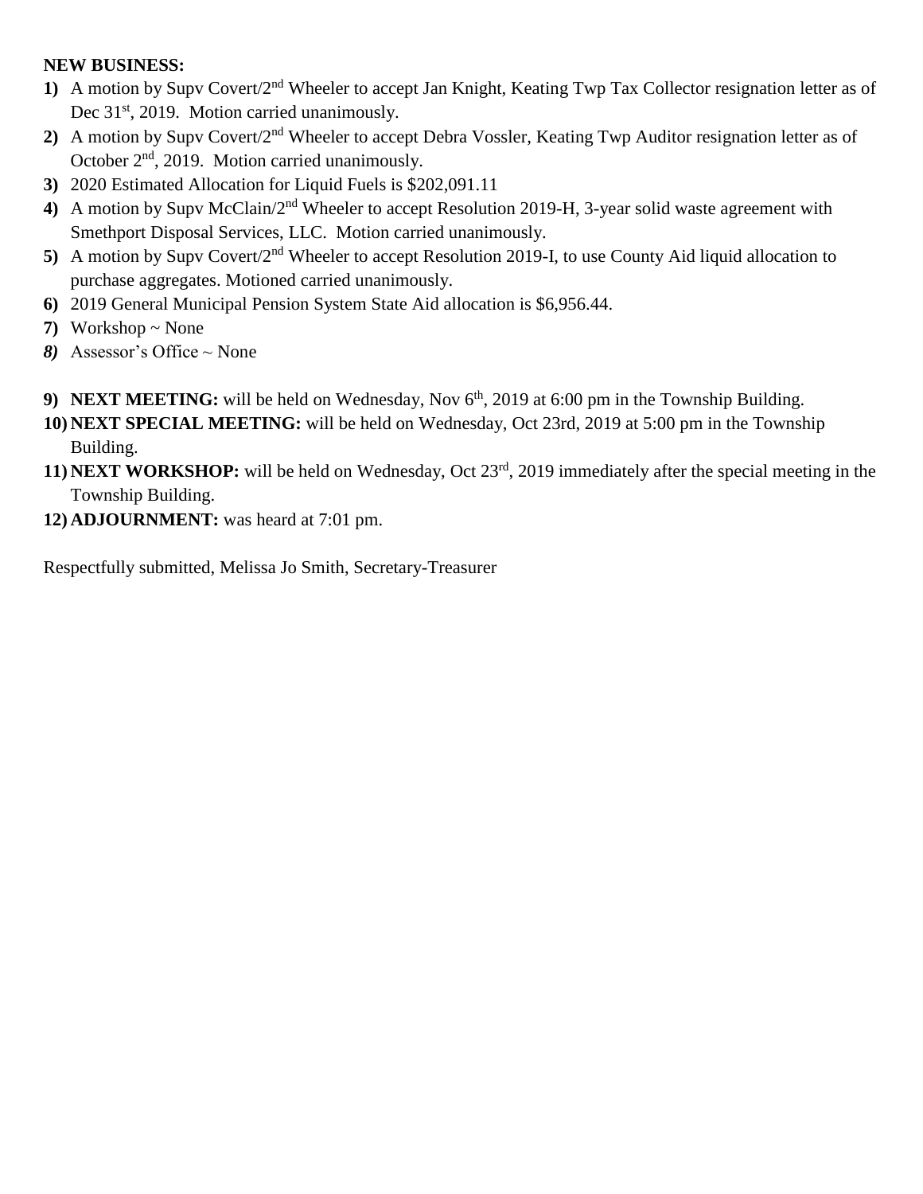**NEW BUSINESS:**

1) A motion by Supv Covert/2nd Wheeler to accept Jan Knight, Keating Twp Tax Collector resignation letter as of Dec 31st, 2019. Motion carried unanimously.
2) A motion by Supv Covert/2nd Wheeler to accept Debra Vossler, Keating Twp Auditor resignation letter as of October 2nd, 2019. Motion carried unanimously.
3) 2020 Estimated Allocation for Liquid Fuels is $202,091.11
4) A motion by Supv McClain/2nd Wheeler to accept Resolution 2019-H, 3-year solid waste agreement with Smethport Disposal Services, LLC. Motion carried unanimously.
5) A motion by Supv Covert/2nd Wheeler to accept Resolution 2019-I, to use County Aid liquid allocation to purchase aggregates. Motioned carried unanimously.
6) 2019 General Municipal Pension System State Aid allocation is $6,956.44.
7) Workshop ~ None
8) Assessor's Office ~ None
9) **NEXT MEETING:** will be held on Wednesday, Nov 6th, 2019 at 6:00 pm in the Township Building.
10) **NEXT SPECIAL MEETING:** will be held on Wednesday, Oct 23rd, 2019 at 5:00 pm in the Township Building.
11) **NEXT WORKSHOP:** will be held on Wednesday, Oct 23rd, 2019 immediately after the special meeting in the Township Building.
12) **ADJOURNMENT:** was heard at 7:01 pm.

Respectfully submitted, Melissa Jo Smith, Secretary-Treasurer